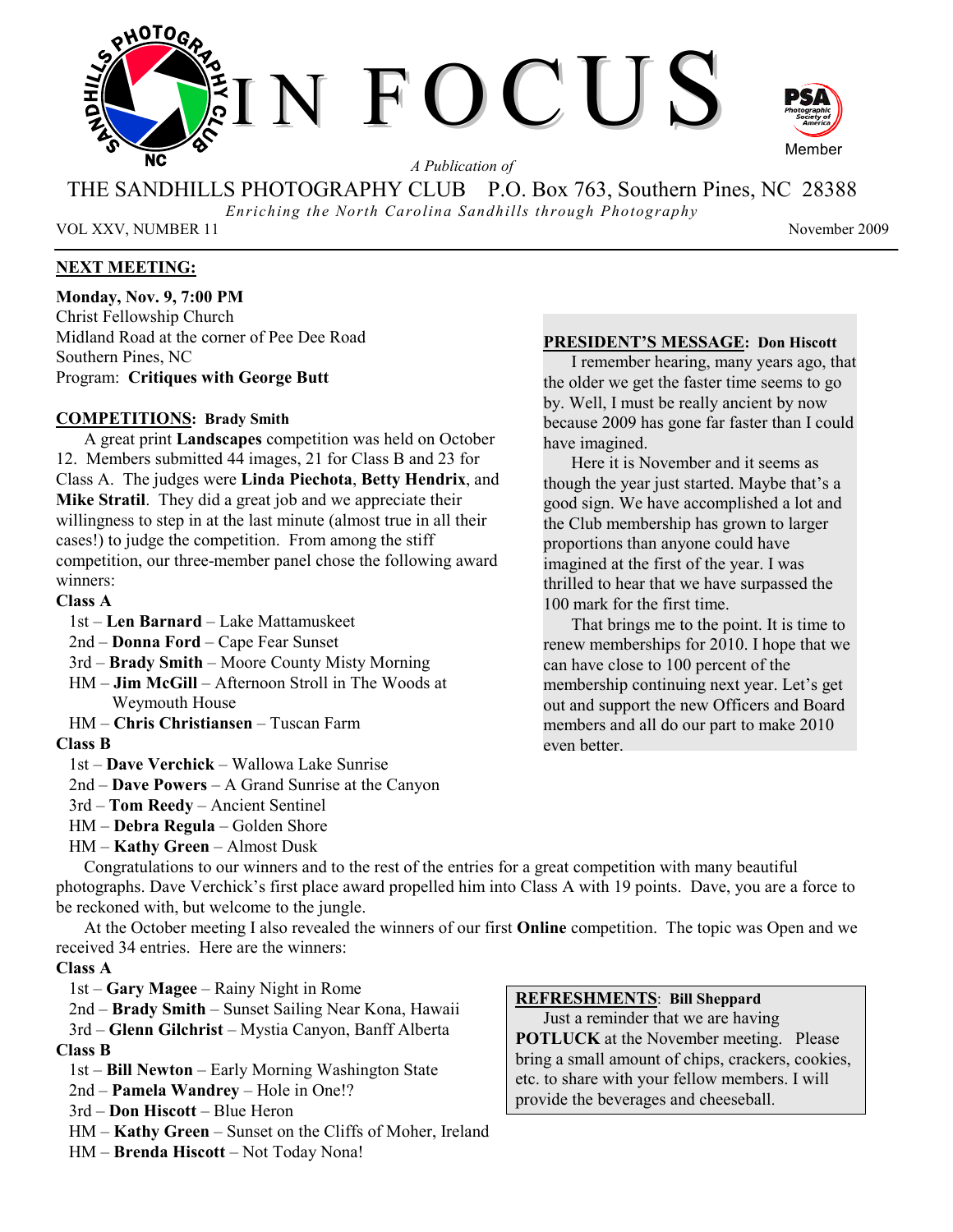# IN FOCUS

*A Publication of*

THE SANDHILLS PHOTOGRAPHY CLUB P.O. Box 763, Southern Pines, NC 28388

*Enriching the North Carolina Sandhills through Photography*

VOL XXV, NUMBER 11 — November 2009

## NEXT MEETING:

**Monday, Nov. 9, 7:00 PM**
Christ Fellowship Church
Midland Road at the corner of Pee Dee Road
Southern Pines, NC
Program: **Critiques with George Butt**

## COMPETITIONS: Brady Smith

A great print **Landscapes** competition was held on October 12. Members submitted 44 images, 21 for Class B and 23 for Class A. The judges were **Linda Piechota**, **Betty Hendrix**, and **Mike Stratil**. They did a great job and we appreciate their willingness to step in at the last minute (almost true in all their cases!) to judge the competition. From among the stiff competition, our three-member panel chose the following award winners:

**Class A**

- 1st – **Len Barnard** – Lake Mattamuskeet
- 2nd – **Donna Ford** – Cape Fear Sunset
- 3rd – **Brady Smith** – Moore County Misty Morning
- HM – **Jim McGill** – Afternoon Stroll in The Woods at Weymouth House
- HM – **Chris Christiansen** – Tuscan Farm

**Class B**

- 1st – **Dave Verchick** – Wallowa Lake Sunrise
- 2nd – **Dave Powers** – A Grand Sunrise at the Canyon
- 3rd – **Tom Reedy** – Ancient Sentinel
- HM – **Debra Regula** – Golden Shore
- HM – **Kathy Green** – Almost Dusk

Congratulations to our winners and to the rest of the entries for a great competition with many beautiful photographs. Dave Verchick's first place award propelled him into Class A with 19 points. Dave, you are a force to be reckoned with, but welcome to the jungle.

At the October meeting I also revealed the winners of our first **Online** competition. The topic was Open and we received 34 entries. Here are the winners:

**Class A**

- 1st – **Gary Magee** – Rainy Night in Rome
- 2nd – **Brady Smith** – Sunset Sailing Near Kona, Hawaii
- 3rd – **Glenn Gilchrist** – Mystia Canyon, Banff Alberta

**Class B**

- 1st – **Bill Newton** – Early Morning Washington State
- 2nd – **Pamela Wandrey** – Hole in One!?
- 3rd – **Don Hiscott** – Blue Heron
- HM – **Kathy Green** – Sunset on the Cliffs of Moher, Ireland
- HM – **Brenda Hiscott** – Not Today Nona!

## PRESIDENT'S MESSAGE: Don Hiscott

I remember hearing, many years ago, that the older we get the faster time seems to go by. Well, I must be really ancient by now because 2009 has gone far faster than I could have imagined.

Here it is November and it seems as though the year just started. Maybe that's a good sign. We have accomplished a lot and the Club membership has grown to larger proportions than anyone could have imagined at the first of the year. I was thrilled to hear that we have surpassed the 100 mark for the first time.

That brings me to the point. It is time to renew memberships for 2010. I hope that we can have close to 100 percent of the membership continuing next year. Let's get out and support the new Officers and Board members and all do our part to make 2010 even better.

## REFRESHMENTS: Bill Sheppard

Just a reminder that we are having **POTLUCK** at the November meeting. Please bring a small amount of chips, crackers, cookies, etc. to share with your fellow members. I will provide the beverages and cheeseball.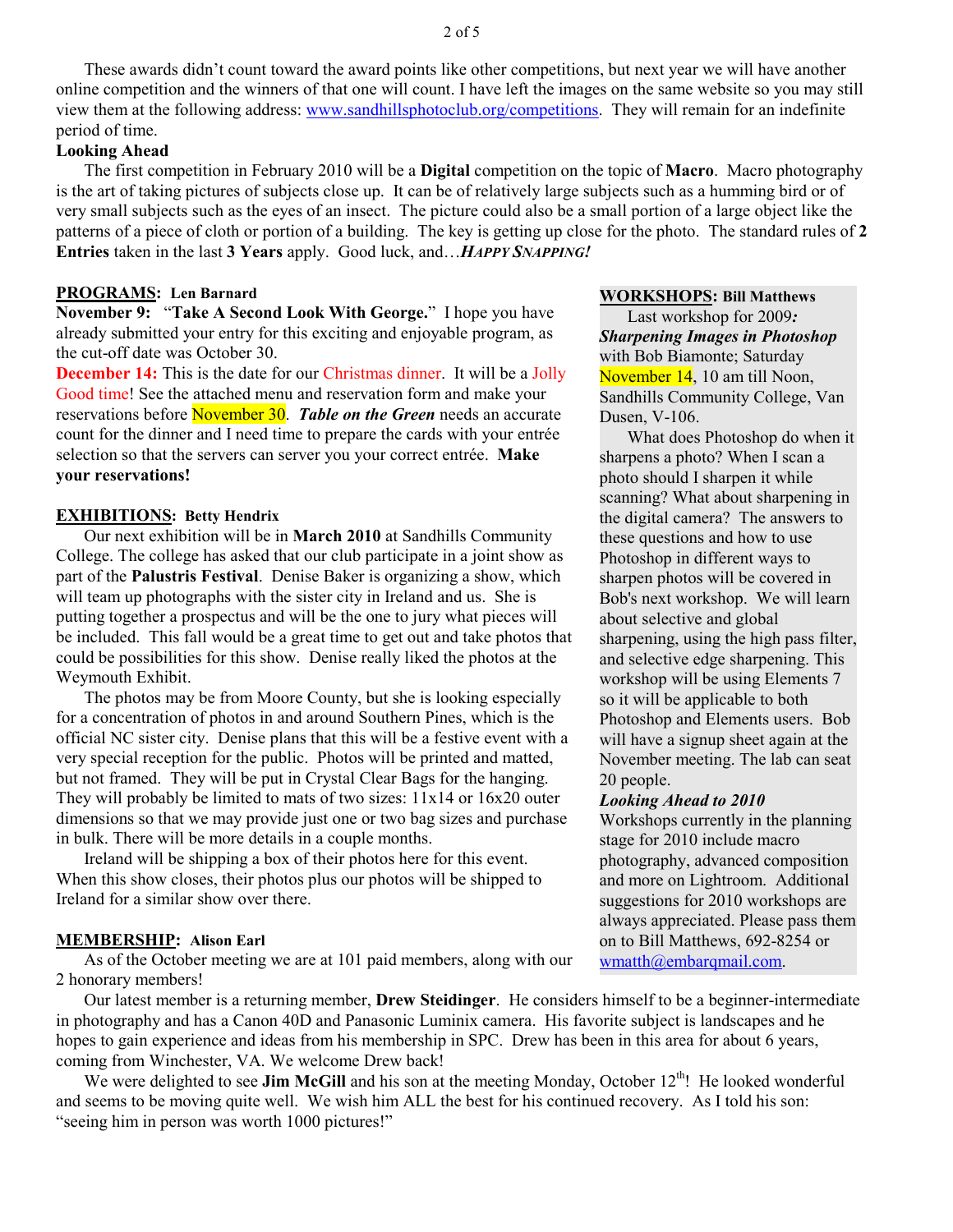These awards didn't count toward the award points like other competitions, but next year we will have another online competition and the winners of that one will count. I have left the images on the same website so you may still view them at the following address: [www.sandhillsphotoclub.org/competitions](www.sandhillsphotoclub.org/competitions). They will remain for an indefinite period of time.

**Looking Ahead**

The first competition in February 2010 will be a **Digital** competition on the topic of **Macro**. Macro photography is the art of taking pictures of subjects close up. It can be of relatively large subjects such as a humming bird or of very small subjects such as the eyes of an insect. The picture could also be a small portion of a large object like the patterns of a piece of cloth or portion of a building. The key is getting up close for the photo. The standard rules of **2 Entries** taken in the last **3 Years** apply. Good luck, and…***HAPPY SNAPPING!***

## PROGRAMS: Len Barnard

**November 9:** "**Take A Second Look With George.**" I hope you have already submitted your entry for this exciting and enjoyable program, as the cut-off date was October 30.

**December 14:** This is the date for our Christmas dinner. It will be a Jolly Good time! See the attached menu and reservation form and make your reservations before November 30. ***Table on the Green*** needs an accurate count for the dinner and I need time to prepare the cards with your entrée selection so that the servers can server you your correct entrée. **Make your reservations!**

## EXHIBITIONS: Betty Hendrix

Our next exhibition will be in **March 2010** at Sandhills Community College. The college has asked that our club participate in a joint show as part of the **Palustris Festival**. Denise Baker is organizing a show, which will team up photographs with the sister city in Ireland and us. She is putting together a prospectus and will be the one to jury what pieces will be included. This fall would be a great time to get out and take photos that could be possibilities for this show. Denise really liked the photos at the Weymouth Exhibit.

The photos may be from Moore County, but she is looking especially for a concentration of photos in and around Southern Pines, which is the official NC sister city. Denise plans that this will be a festive event with a very special reception for the public. Photos will be printed and matted, but not framed. They will be put in Crystal Clear Bags for the hanging. They will probably be limited to mats of two sizes: 11x14 or 16x20 outer dimensions so that we may provide just one or two bag sizes and purchase in bulk. There will be more details in a couple months.

Ireland will be shipping a box of their photos here for this event. When this show closes, their photos plus our photos will be shipped to Ireland for a similar show over there.

## WORKSHOPS: Bill Matthews

Last workshop for 2009*:*
***Sharpening Images in Photoshop*** with Bob Biamonte; Saturday November 14, 10 am till Noon, Sandhills Community College, Van Dusen, V-106.

What does Photoshop do when it sharpens a photo? When I scan a photo should I sharpen it while scanning? What about sharpening in the digital camera? The answers to these questions and how to use Photoshop in different ways to sharpen photos will be covered in Bob's next workshop. We will learn about selective and global sharpening, using the high pass filter, and selective edge sharpening. This workshop will be using Elements 7 so it will be applicable to both Photoshop and Elements users. Bob will have a signup sheet again at the November meeting. The lab can seat 20 people.

***Looking Ahead to 2010***

Workshops currently in the planning stage for 2010 include macro photography, advanced composition and more on Lightroom. Additional suggestions for 2010 workshops are always appreciated. Please pass them on to Bill Matthews, 692-8254 or [wmatth@embarqmail.com](mailto:wmatth@embarqmail.com).

## MEMBERSHIP: Alison Earl

As of the October meeting we are at 101 paid members, along with our 2 honorary members!

Our latest member is a returning member, **Drew Steidinger**. He considers himself to be a beginner-intermediate in photography and has a Canon 40D and Panasonic Luminix camera. His favorite subject is landscapes and he hopes to gain experience and ideas from his membership in SPC. Drew has been in this area for about 6 years, coming from Winchester, VA. We welcome Drew back!

We were delighted to see **Jim McGill** and his son at the meeting Monday, October 12th! He looked wonderful and seems to be moving quite well. We wish him ALL the best for his continued recovery. As I told his son: "seeing him in person was worth 1000 pictures!"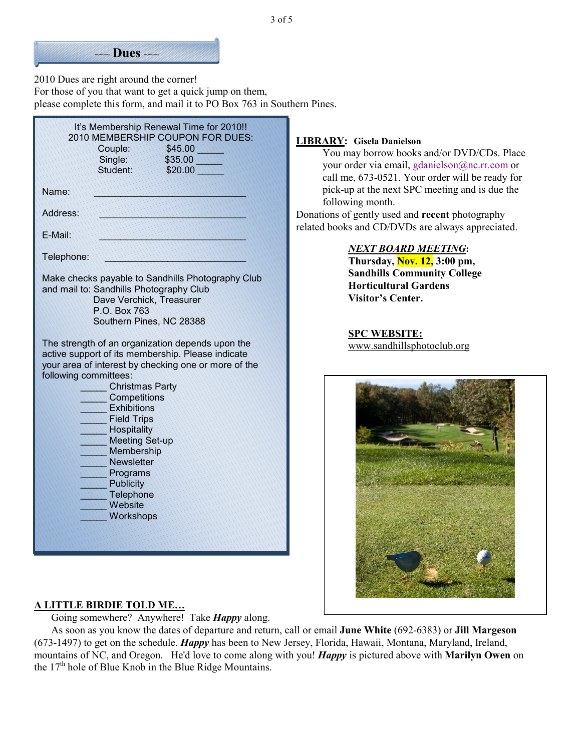## ~~~ Dues ~~~

2010 Dues are right around the corner!
For those of you that want to get a quick jump on them,
please complete this form, and mail it to PO Box 763 in Southern Pines.

It's Membership Renewal Time for 2010!!
2010 MEMBERSHIP COUPON FOR DUES:

Couple: $45.00 _____
Single: $35.00 _____
Student: $20.00 _____

Name: ____________________________

Address: ____________________________

E-Mail: ____________________________

Telephone: ____________________________

Make checks payable to Sandhills Photography Club
and mail to: Sandhills Photography Club
Dave Verchick, Treasurer
P.O. Box 763
Southern Pines, NC 28388

The strength of an organization depends upon the active support of its membership. Please indicate your area of interest by checking one or more of the following committees:

_____ Christmas Party
_____ Competitions
_____ Exhibitions
_____ Field Trips
_____ Hospitality
_____ Meeting Set-up
_____ Membership
_____ Newsletter
_____ Programs
_____ Publicity
_____ Telephone
_____ Website
_____ Workshops

**LIBRARY: Gisela Danielson**

You may borrow books and/or DVD/CDs. Place your order via email, gdanielson@nc.rr.com or call me, 673-0521. Your order will be ready for pick-up at the next SPC meeting and is due the following month.

Donations of gently used and **recent** photography related books and CD/DVDs are always appreciated.

***NEXT BOARD MEETING*:**
**Thursday, Nov. 12, 3:00 pm,**
**Sandhills Community College**
**Horticultural Gardens**
**Visitor's Center.**

**SPC WEBSITE:**
www.sandhillsphotoclub.org

**A LITTLE BIRDIE TOLD ME…**

Going somewhere? Anywhere! Take ***Happy*** along.

As soon as you know the dates of departure and return, call or email **June White** (692-6383) or **Jill Margeson** (673-1497) to get on the schedule. ***Happy*** has been to New Jersey, Florida, Hawaii, Montana, Maryland, Ireland, mountains of NC, and Oregon. He'd love to come along with you! ***Happy*** is pictured above with **Marilyn Owen** on the 17th hole of Blue Knob in the Blue Ridge Mountains.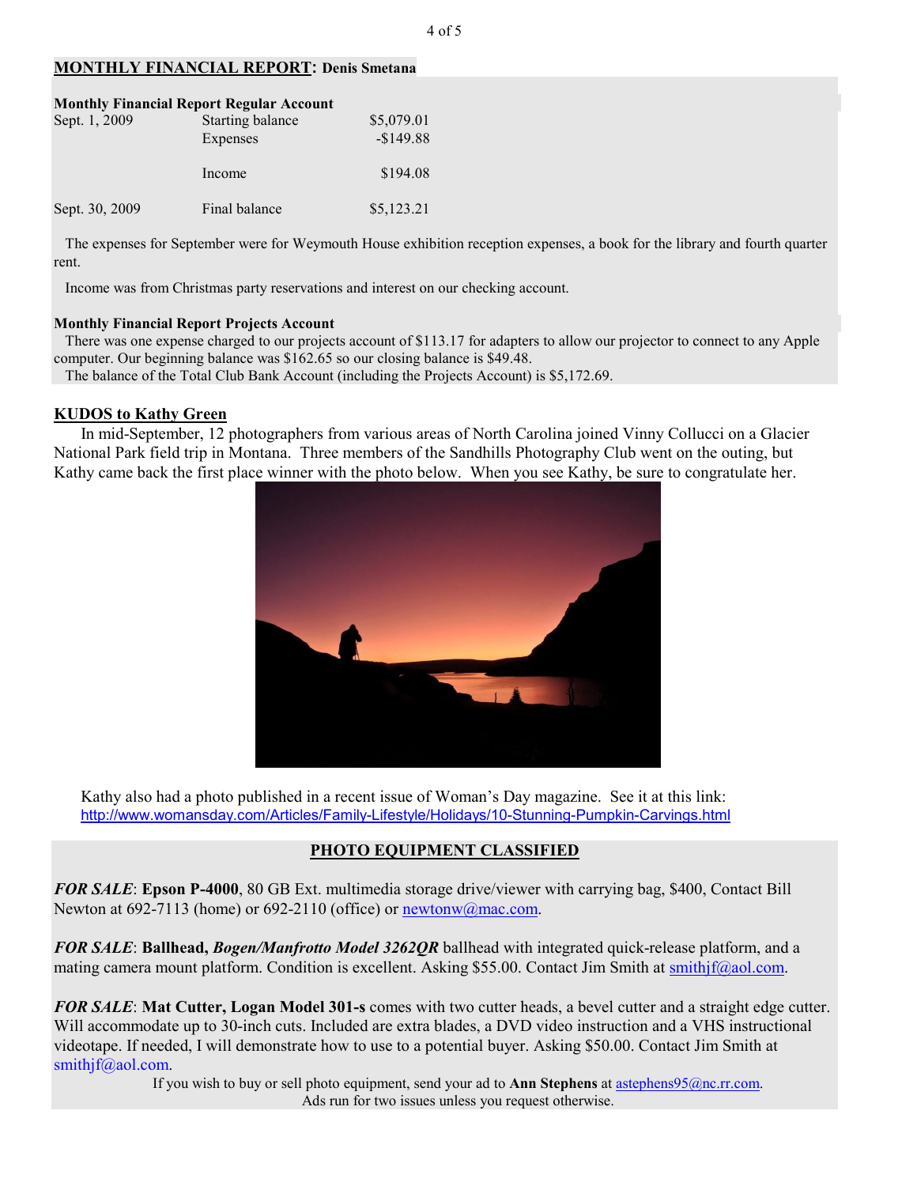## MONTHLY FINANCIAL REPORT: Denis Smetana

**Monthly Financial Report Regular Account**

| | | |
|---|---|---|
| Sept. 1, 2009 | Starting balance | $5,079.01 |
| | Expenses | -$149.88 |
| | Income | $194.08 |
| Sept. 30, 2009 | Final balance | $5,123.21 |

The expenses for September were for Weymouth House exhibition reception expenses, a book for the library and fourth quarter rent.

Income was from Christmas party reservations and interest on our checking account.

**Monthly Financial Report Projects Account**

There was one expense charged to our projects account of $113.17 for adapters to allow our projector to connect to any Apple computer. Our beginning balance was $162.65 so our closing balance is $49.48.

The balance of the Total Club Bank Account (including the Projects Account) is $5,172.69.

## KUDOS to Kathy Green

In mid-September, 12 photographers from various areas of North Carolina joined Vinny Collucci on a Glacier National Park field trip in Montana. Three members of the Sandhills Photography Club went on the outing, but Kathy came back the first place winner with the photo below. When you see Kathy, be sure to congratulate her.

Kathy also had a photo published in a recent issue of Woman's Day magazine. See it at this link: http://www.womansday.com/Articles/Family-Lifestyle/Holidays/10-Stunning-Pumpkin-Carvings.html

## PHOTO EQUIPMENT CLASSIFIED

***FOR SALE***: **Epson P-4000**, 80 GB Ext. multimedia storage drive/viewer with carrying bag, $400, Contact Bill Newton at 692-7113 (home) or 692-2110 (office) or newtonw@mac.com.

***FOR SALE***: **Ballhead, *Bogen/Manfrotto Model 3262QR*** ballhead with integrated quick-release platform, and a mating camera mount platform. Condition is excellent. Asking $55.00. Contact Jim Smith at smithjf@aol.com.

***FOR SALE***: **Mat Cutter, Logan Model 301-s** comes with two cutter heads, a bevel cutter and a straight edge cutter. Will accommodate up to 30-inch cuts. Included are extra blades, a DVD video instruction and a VHS instructional videotape. If needed, I will demonstrate how to use to a potential buyer. Asking $50.00. Contact Jim Smith at smithjf@aol.com.

If you wish to buy or sell photo equipment, send your ad to **Ann Stephens** at astephens95@nc.rr.com.
Ads run for two issues unless you request otherwise.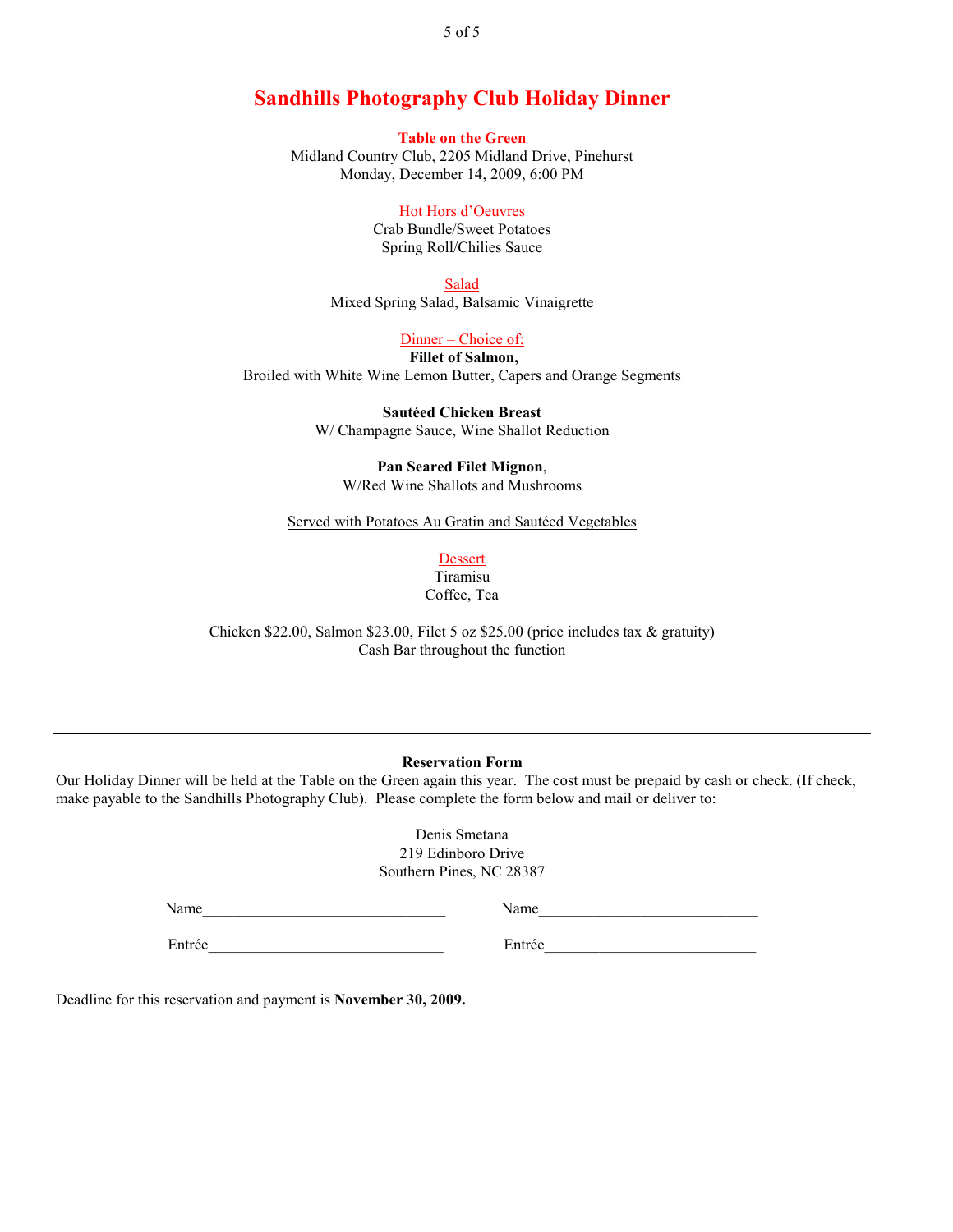# Sandhills Photography Club Holiday Dinner

**Table on the Green**

Midland Country Club, 2205 Midland Drive, Pinehurst
Monday, December 14, 2009, 6:00 PM

Hot Hors d'Oeuvres

Crab Bundle/Sweet Potatoes
Spring Roll/Chilies Sauce

Salad

Mixed Spring Salad, Balsamic Vinaigrette

Dinner – Choice of:

**Fillet of Salmon,**
Broiled with White Wine Lemon Butter, Capers and Orange Segments

**Sautéed Chicken Breast**
W/ Champagne Sauce, Wine Shallot Reduction

**Pan Seared Filet Mignon**,
W/Red Wine Shallots and Mushrooms

Served with Potatoes Au Gratin and Sautéed Vegetables

Dessert

Tiramisu
Coffee, Tea

Chicken $22.00, Salmon $23.00, Filet 5 oz $25.00 (price includes tax & gratuity)
Cash Bar throughout the function

---

**Reservation Form**

Our Holiday Dinner will be held at the Table on the Green again this year. The cost must be prepaid by cash or check. (If check, make payable to the Sandhills Photography Club). Please complete the form below and mail or deliver to:

Denis Smetana
219 Edinboro Drive
Southern Pines, NC 28387

Name______________________________ Name___________________________

Entrée______________________________ Entrée__________________________

Deadline for this reservation and payment is **November 30, 2009.**